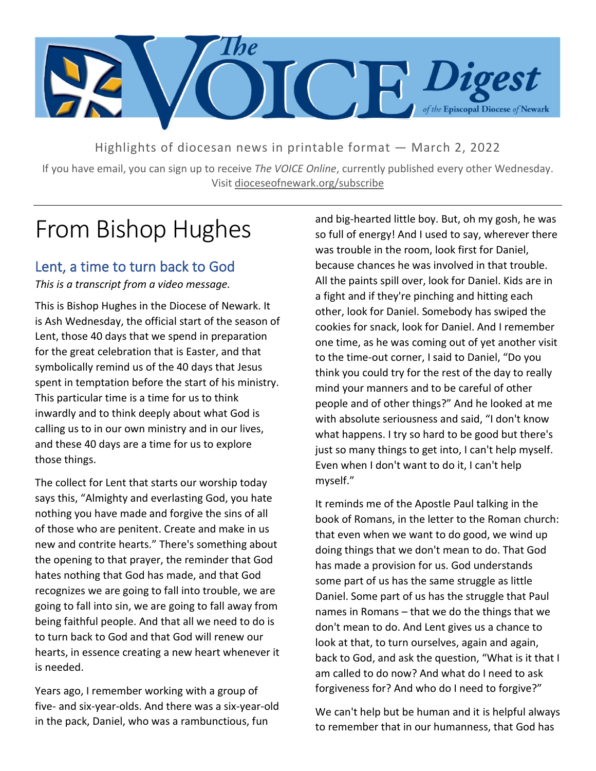# The VOICE Digest of the Episcopal Diocese of Newark

Highlights of diocesan news in printable format — March 2, 2022

If you have email, you can sign up to receive *The VOICE Online*, currently published every other Wednesday. Visit dioceseofnewark.org/subscribe

# From Bishop Hughes

## Lent, a time to turn back to God

*This is a transcript from a video message.*

This is Bishop Hughes in the Diocese of Newark. It is Ash Wednesday, the official start of the season of Lent, those 40 days that we spend in preparation for the great celebration that is Easter, and that symbolically remind us of the 40 days that Jesus spent in temptation before the start of his ministry. This particular time is a time for us to think inwardly and to think deeply about what God is calling us to in our own ministry and in our lives, and these 40 days are a time for us to explore those things.

The collect for Lent that starts our worship today says this, "Almighty and everlasting God, you hate nothing you have made and forgive the sins of all of those who are penitent. Create and make in us new and contrite hearts." There's something about the opening to that prayer, the reminder that God hates nothing that God has made, and that God recognizes we are going to fall into trouble, we are going to fall into sin, we are going to fall away from being faithful people. And that all we need to do is to turn back to God and that God will renew our hearts, in essence creating a new heart whenever it is needed.

Years ago, I remember working with a group of five- and six-year-olds. And there was a six-year-old in the pack, Daniel, who was a rambunctious, fun and big-hearted little boy. But, oh my gosh, he was so full of energy! And I used to say, wherever there was trouble in the room, look first for Daniel, because chances he was involved in that trouble. All the paints spill over, look for Daniel. Kids are in a fight and if they're pinching and hitting each other, look for Daniel. Somebody has swiped the cookies for snack, look for Daniel. And I remember one time, as he was coming out of yet another visit to the time-out corner, I said to Daniel, "Do you think you could try for the rest of the day to really mind your manners and to be careful of other people and of other things?" And he looked at me with absolute seriousness and said, "I don't know what happens. I try so hard to be good but there's just so many things to get into, I can't help myself. Even when I don't want to do it, I can't help myself."

It reminds me of the Apostle Paul talking in the book of Romans, in the letter to the Roman church: that even when we want to do good, we wind up doing things that we don't mean to do. That God has made a provision for us. God understands some part of us has the same struggle as little Daniel. Some part of us has the struggle that Paul names in Romans – that we do the things that we don't mean to do. And Lent gives us a chance to look at that, to turn ourselves, again and again, back to God, and ask the question, "What is it that I am called to do now? And what do I need to ask forgiveness for? And who do I need to forgive?"

We can't help but be human and it is helpful always to remember that in our humanness, that God has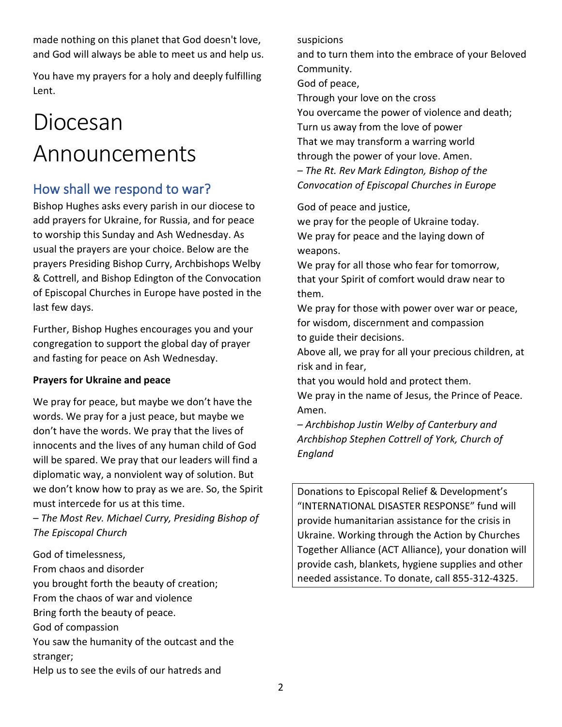made nothing on this planet that God doesn't love, and God will always be able to meet us and help us.

You have my prayers for a holy and deeply fulfilling Lent.

# Diocesan Announcements

## How shall we respond to war?

Bishop Hughes asks every parish in our diocese to add prayers for Ukraine, for Russia, and for peace to worship this Sunday and Ash Wednesday. As usual the prayers are your choice. Below are the prayers Presiding Bishop Curry, Archbishops Welby & Cottrell, and Bishop Edington of the Convocation of Episcopal Churches in Europe have posted in the last few days.

Further, Bishop Hughes encourages you and your congregation to support the global day of prayer and fasting for peace on Ash Wednesday.

**Prayers for Ukraine and peace**

We pray for peace, but maybe we don't have the words. We pray for a just peace, but maybe we don't have the words. We pray that the lives of innocents and the lives of any human child of God will be spared. We pray that our leaders will find a diplomatic way, a nonviolent way of solution. But we don't know how to pray as we are. So, the Spirit must intercede for us at this time.
*– The Most Rev. Michael Curry, Presiding Bishop of The Episcopal Church*

God of timelessness,
From chaos and disorder
you brought forth the beauty of creation;
From the chaos of war and violence
Bring forth the beauty of peace.
God of compassion
You saw the humanity of the outcast and the stranger;
Help us to see the evils of our hatreds and suspicions
and to turn them into the embrace of your Beloved Community.
God of peace,
Through your love on the cross
You overcame the power of violence and death;
Turn us away from the love of power
That we may transform a warring world
through the power of your love. Amen.
*– The Rt. Rev Mark Edington, Bishop of the Convocation of Episcopal Churches in Europe*

God of peace and justice,
we pray for the people of Ukraine today.
We pray for peace and the laying down of weapons.
We pray for all those who fear for tomorrow,
that your Spirit of comfort would draw near to them.
We pray for those with power over war or peace,
for wisdom, discernment and compassion
to guide their decisions.
Above all, we pray for all your precious children, at risk and in fear,
that you would hold and protect them.
We pray in the name of Jesus, the Prince of Peace. Amen.
*– Archbishop Justin Welby of Canterbury and Archbishop Stephen Cottrell of York, Church of England*

Donations to Episcopal Relief & Development's "INTERNATIONAL DISASTER RESPONSE" fund will provide humanitarian assistance for the crisis in Ukraine. Working through the Action by Churches Together Alliance (ACT Alliance), your donation will provide cash, blankets, hygiene supplies and other needed assistance. To donate, call 855-312-4325.